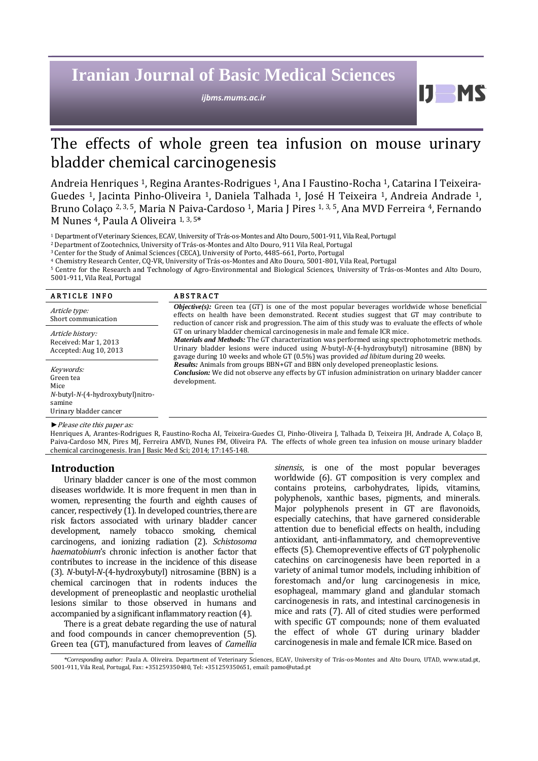# The effects of whole green tea infusion on mouse urinary bladder chemical carcinogenesis

Andreia Henriques [1], Regina Arantes-Rodrigues [1], Ana I Faustino-Rocha [1], Catarina I Teixeira-Guedes [1], Jacinta Pinho-Oliveira [1], Daniela Talhada [1], José H Teixeira [1], Andreia Andrade [1], Bruno Colaço [2, 3, 5], Maria N Paiva-Cardoso [1], Maria J Pires [1, 3, 5], Ana MVD Ferreira [4], Fernando M Nunes [4], Paula A Oliveira [1, 3, 5]*

[1] Department of Veterinary Sciences, ECAV, University of Trás-os-Montes and Alto Douro, 5001-911, Vila Real, Portugal
[2] Department of Zootechnics, University of Trás-os-Montes and Alto Douro, 911 Vila Real, Portugal
[3] Center for the Study of Animal Sciences (CECA), University of Porto, 4485-661, Porto, Portugal
[4] Chemistry Research Center, CQ-VR, University of Trás-os-Montes and Alto Douro, 5001-801, Vila Real, Portugal
[5] Centre for the Research and Technology of Agro-Environmental and Biological Sciences, University of Trás-os-Montes and Alto Douro, 5001-911, Vila Real, Portugal

## ARTICLE INFO

*Article type:*
Short communication

*Article history:*
Received: Mar 1, 2013
Accepted: Aug 10, 2013

*Keywords:*
Green tea
Mice
*N*-butyl-*N*-(4-hydroxybutyl)nitrosamine
Urinary bladder cancer

## ABSTRACT

***Objective(s):*** Green tea (GT) is one of the most popular beverages worldwide whose beneficial effects on health have been demonstrated. Recent studies suggest that GT may contribute to reduction of cancer risk and progression. The aim of this study was to evaluate the effects of whole GT on urinary bladder chemical carcinogenesis in male and female ICR mice.

***Materials and Methods:*** The GT characterization was performed using spectrophotometric methods. Urinary bladder lesions were induced using *N*-butyl-*N*-(4-hydroxybutyl) nitrosamine (BBN) by gavage during 10 weeks and whole GT (0.5%) was provided *ad libitum* during 20 weeks.

***Results:*** Animals from groups BBN+GT and BBN only developed preneoplastic lesions.

***Conclusion:*** We did not observe any effects by GT infusion administration on urinary bladder cancer development.

►*Please cite this paper as:*
Henriques A, Arantes-Rodrigues R, Faustino-Rocha AI, Teixeira-Guedes CI, Pinho-Oliveira J, Talhada D, Teixeira JH, Andrade A, Colaço B, Paiva-Cardoso MN, Pires MJ, Ferreira AMVD, Nunes FM, Oliveira PA. The effects of whole green tea infusion on mouse urinary bladder chemical carcinogenesis. Iran J Basic Med Sci; 2014; 17:145-148.

## Introduction

Urinary bladder cancer is one of the most common diseases worldwide. It is more frequent in men than in women, representing the fourth and eighth causes of cancer, respectively (1). In developed countries, there are risk factors associated with urinary bladder cancer development, namely tobacco smoking, chemical carcinogens, and ionizing radiation (2). *Schistosoma haematobium*'s chronic infection is another factor that contributes to increase in the incidence of this disease (3). *N*-butyl-*N*-(4-hydroxybutyl) nitrosamine (BBN) is a chemical carcinogen that in rodents induces the development of preneoplastic and neoplastic urothelial lesions similar to those observed in humans and accompanied by a significant inflammatory reaction (4).

There is a great debate regarding the use of natural and food compounds in cancer chemoprevention (5). Green tea (GT), manufactured from leaves of *Camellia sinensis*, is one of the most popular beverages worldwide (6). GT composition is very complex and contains proteins, carbohydrates, lipids, vitamins, polyphenols, xanthic bases, pigments, and minerals. Major polyphenols present in GT are flavonoids, especially catechins, that have garnered considerable attention due to beneficial effects on health, including antioxidant, anti-inflammatory, and chemopreventive effects (5). Chemopreventive effects of GT polyphenolic catechins on carcinogenesis have been reported in a variety of animal tumor models, including inhibition of forestomach and/or lung carcinogenesis in mice, esophageal, mammary gland and glandular stomach carcinogenesis in rats, and intestinal carcinogenesis in mice and rats (7). All of cited studies were performed with specific GT compounds; none of them evaluated the effect of whole GT during urinary bladder carcinogenesis in male and female ICR mice. Based on

*\*Corresponding author:* Paula A. Oliveira. Department of Veterinary Sciences, ECAV, University of Trás-os-Montes and Alto Douro, UTAD, www.utad.pt, 5001-911, Vila Real, Portugal, Fax: +351259350480, Tel: +351259350651, email: pamo@utad.pt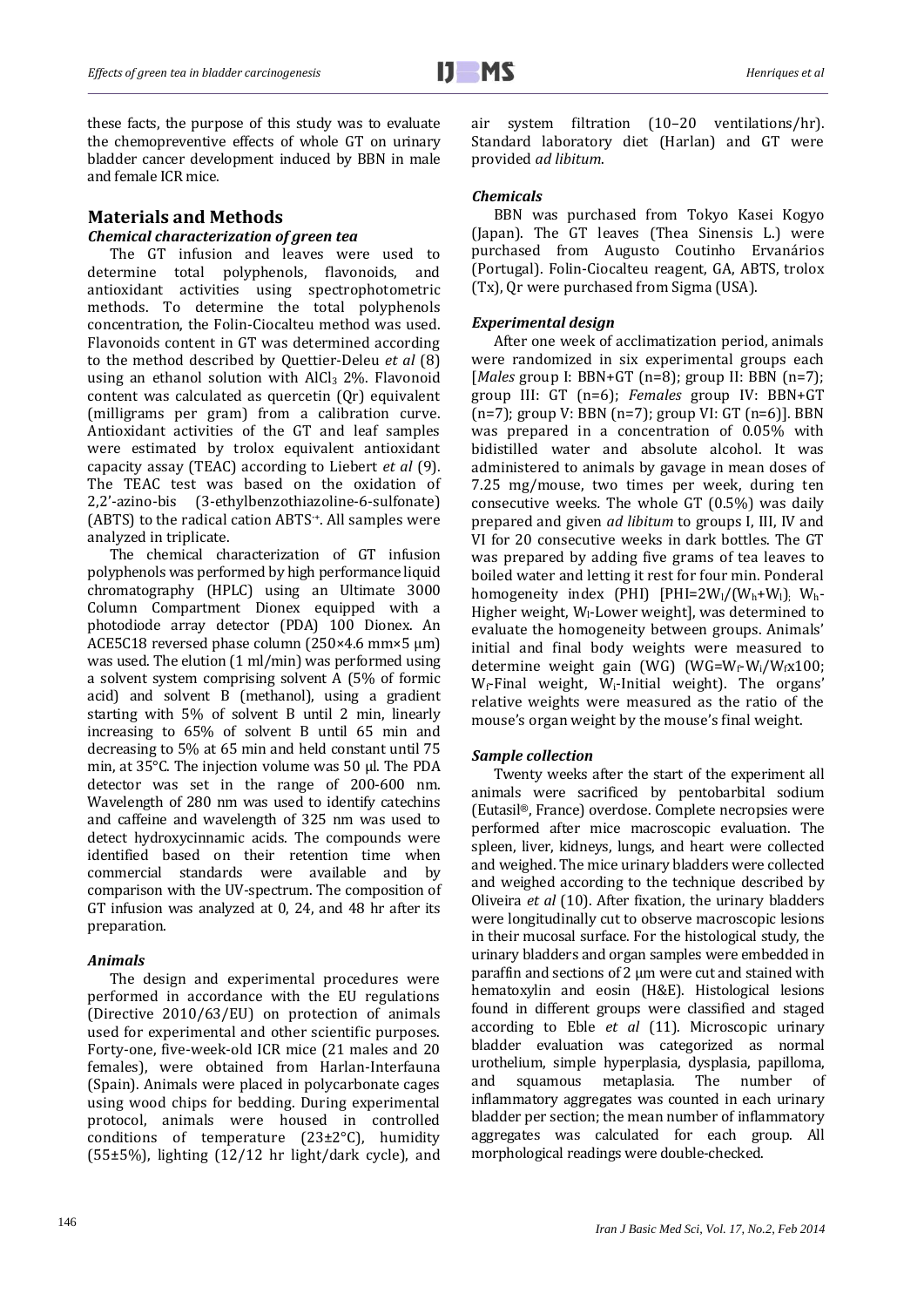these facts, the purpose of this study was to evaluate the chemopreventive effects of whole GT on urinary bladder cancer development induced by BBN in male and female ICR mice.

## Materials and Methods

### *Chemical characterization of green tea*

The GT infusion and leaves were used to determine total polyphenols, flavonoids, and antioxidant activities using spectrophotometric methods. To determine the total polyphenols concentration, the Folin-Ciocalteu method was used. Flavonoids content in GT was determined according to the method described by Quettier-Deleu *et al* (8) using an ethanol solution with $AlCl_3$ 2%. Flavonoid content was calculated as quercetin (Qr) equivalent (milligrams per gram) from a calibration curve. Antioxidant activities of the GT and leaf samples were estimated by trolox equivalent antioxidant capacity assay (TEAC) according to Liebert *et al* (9). The TEAC test was based on the oxidation of 2,2'-azino-bis (3-ethylbenzothiazoline-6-sulfonate) (ABTS) to the radical cation $ABTS^{\cdot+}$. All samples were analyzed in triplicate.

The chemical characterization of GT infusion polyphenols was performed by high performance liquid chromatography (HPLC) using an Ultimate 3000 Column Compartment Dionex equipped with a photodiode array detector (PDA) 100 Dionex. An ACE5C18 reversed phase column (250×4.6 mm×5 µm) was used. The elution (1 ml/min) was performed using a solvent system comprising solvent A (5% of formic acid) and solvent B (methanol), using a gradient starting with 5% of solvent B until 2 min, linearly increasing to 65% of solvent B until 65 min and decreasing to 5% at 65 min and held constant until 75 min, at 35°C. The injection volume was 50 µl. The PDA detector was set in the range of 200-600 nm. Wavelength of 280 nm was used to identify catechins and caffeine and wavelength of 325 nm was used to detect hydroxycinnamic acids. The compounds were identified based on their retention time when commercial standards were available and by comparison with the UV-spectrum. The composition of GT infusion was analyzed at 0, 24, and 48 hr after its preparation.

### *Animals*

The design and experimental procedures were performed in accordance with the EU regulations (Directive 2010/63/EU) on protection of animals used for experimental and other scientific purposes. Forty-one, five-week-old ICR mice (21 males and 20 females), were obtained from Harlan-Interfauna (Spain). Animals were placed in polycarbonate cages using wood chips for bedding. During experimental protocol, animals were housed in controlled conditions of temperature (23±2°C), humidity (55±5%), lighting (12/12 hr light/dark cycle), and air system filtration (10–20 ventilations/hr). Standard laboratory diet (Harlan) and GT were provided *ad libitum*.

### *Chemicals*

BBN was purchased from Tokyo Kasei Kogyo (Japan). The GT leaves (Thea Sinensis L.) were purchased from Augusto Coutinho Ervanários (Portugal). Folin-Ciocalteu reagent, GA, ABTS, trolox (Tx), Qr were purchased from Sigma (USA).

### *Experimental design*

After one week of acclimatization period, animals were randomized in six experimental groups each [*Males* group I: BBN+GT (n=8); group II: BBN (n=7); group III: GT (n=6); *Females* group IV: BBN+GT (n=7); group V: BBN (n=7); group VI: GT (n=6)]. BBN was prepared in a concentration of 0.05% with bidistilled water and absolute alcohol. It was administered to animals by gavage in mean doses of 7.25 mg/mouse, two times per week, during ten consecutive weeks. The whole GT (0.5%) was daily prepared and given *ad libitum* to groups I, III, IV and VI for 20 consecutive weeks in dark bottles. The GT was prepared by adding five grams of tea leaves to boiled water and letting it rest for four min. Ponderal homogeneity index (PHI) [$PHI=2W_l/(W_h+W_l)$; $W_h$-Higher weight, $W_l$-Lower weight], was determined to evaluate the homogeneity between groups. Animals' initial and final body weights were measured to determine weight gain (WG) ($WG=W_f-W_i/W_f x100$; $W_f$-Final weight, $W_i$-Initial weight). The organs' relative weights were measured as the ratio of the mouse's organ weight by the mouse's final weight.

### *Sample collection*

Twenty weeks after the start of the experiment all animals were sacrificed by pentobarbital sodium (Eutasil®, France) overdose. Complete necropsies were performed after mice macroscopic evaluation. The spleen, liver, kidneys, lungs, and heart were collected and weighed. The mice urinary bladders were collected and weighed according to the technique described by Oliveira *et al* (10). After fixation, the urinary bladders were longitudinally cut to observe macroscopic lesions in their mucosal surface. For the histological study, the urinary bladders and organ samples were embedded in paraffin and sections of 2 µm were cut and stained with hematoxylin and eosin (H&E). Histological lesions found in different groups were classified and staged according to Eble *et al* (11). Microscopic urinary bladder evaluation was categorized as normal urothelium, simple hyperplasia, dysplasia, papilloma, and squamous metaplasia. The number of inflammatory aggregates was counted in each urinary bladder per section; the mean number of inflammatory aggregates was calculated for each group. All morphological readings were double-checked.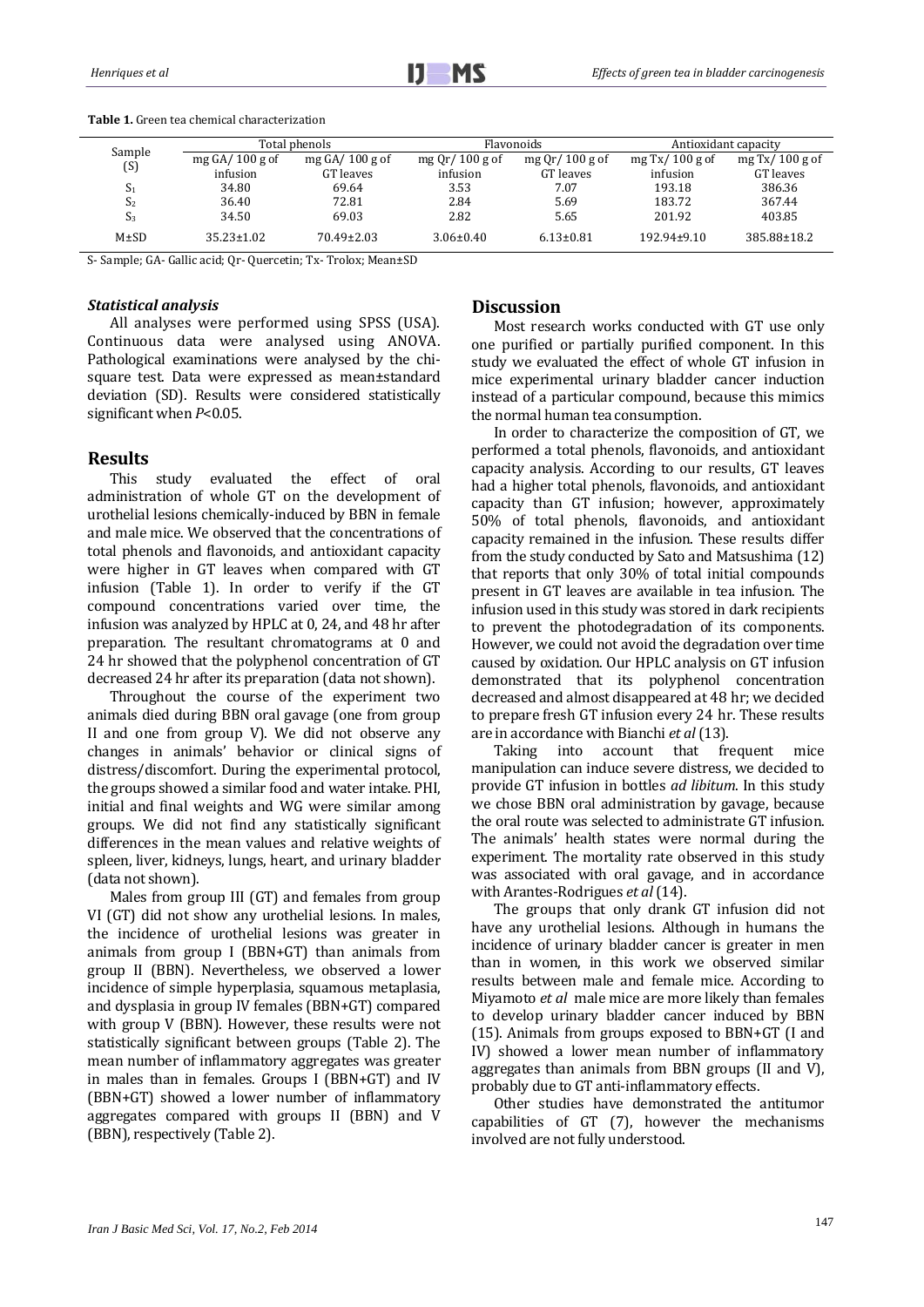**Table 1.** Green tea chemical characterization

| Sample (S) | Total phenols | | Flavonoids | | Antioxidant capacity | |
|---|---|---|---|---|---|---|
| | mg GA/ 100 g of infusion | mg GA/ 100 g of GT leaves | mg Qr/ 100 g of infusion | mg Qr/ 100 g of GT leaves | mg Tx/ 100 g of infusion | mg Tx/ 100 g of GT leaves |
| $S_1$ | 34.80 | 69.64 | 3.53 | 7.07 | 193.18 | 386.36 |
| $S_2$ | 36.40 | 72.81 | 2.84 | 5.69 | 183.72 | 367.44 |
| $S_3$ | 34.50 | 69.03 | 2.82 | 5.65 | 201.92 | 403.85 |
| M±SD | 35.23±1.02 | 70.49±2.03 | 3.06±0.40 | 6.13±0.81 | 192.94±9.10 | 385.88±18.2 |

S- Sample; GA- Gallic acid; Qr- Quercetin; Tx- Trolox; Mean±SD

### *Statistical analysis*

All analyses were performed using SPSS (USA). Continuous data were analysed using ANOVA. Pathological examinations were analysed by the chi-square test. Data were expressed as mean±standard deviation (SD). Results were considered statistically significant when $P<0.05$.

## Results

This study evaluated the effect of oral administration of whole GT on the development of urothelial lesions chemically-induced by BBN in female and male mice. We observed that the concentrations of total phenols and flavonoids, and antioxidant capacity were higher in GT leaves when compared with GT infusion (Table 1). In order to verify if the GT compound concentrations varied over time, the infusion was analyzed by HPLC at 0, 24, and 48 hr after preparation. The resultant chromatograms at 0 and 24 hr showed that the polyphenol concentration of GT decreased 24 hr after its preparation (data not shown).

Throughout the course of the experiment two animals died during BBN oral gavage (one from group II and one from group V). We did not observe any changes in animals' behavior or clinical signs of distress/discomfort. During the experimental protocol, the groups showed a similar food and water intake. PHI, initial and final weights and WG were similar among groups. We did not find any statistically significant differences in the mean values and relative weights of spleen, liver, kidneys, lungs, heart, and urinary bladder (data not shown).

Males from group III (GT) and females from group VI (GT) did not show any urothelial lesions. In males, the incidence of urothelial lesions was greater in animals from group I (BBN+GT) than animals from group II (BBN). Nevertheless, we observed a lower incidence of simple hyperplasia, squamous metaplasia, and dysplasia in group IV females (BBN+GT) compared with group V (BBN). However, these results were not statistically significant between groups (Table 2). The mean number of inflammatory aggregates was greater in males than in females. Groups I (BBN+GT) and IV (BBN+GT) showed a lower number of inflammatory aggregates compared with groups II (BBN) and V (BBN), respectively (Table 2).

## Discussion

Most research works conducted with GT use only one purified or partially purified component. In this study we evaluated the effect of whole GT infusion in mice experimental urinary bladder cancer induction instead of a particular compound, because this mimics the normal human tea consumption.

In order to characterize the composition of GT, we performed a total phenols, flavonoids, and antioxidant capacity analysis. According to our results, GT leaves had a higher total phenols, flavonoids, and antioxidant capacity than GT infusion; however, approximately 50% of total phenols, flavonoids, and antioxidant capacity remained in the infusion. These results differ from the study conducted by Sato and Matsushima (12) that reports that only 30% of total initial compounds present in GT leaves are available in tea infusion. The infusion used in this study was stored in dark recipients to prevent the photodegradation of its components. However, we could not avoid the degradation over time caused by oxidation. Our HPLC analysis on GT infusion demonstrated that its polyphenol concentration decreased and almost disappeared at 48 hr; we decided to prepare fresh GT infusion every 24 hr. These results are in accordance with Bianchi *et al* (13).

Taking into account that frequent mice manipulation can induce severe distress, we decided to provide GT infusion in bottles *ad libitum*. In this study we chose BBN oral administration by gavage, because the oral route was selected to administrate GT infusion. The animals' health states were normal during the experiment. The mortality rate observed in this study was associated with oral gavage, and in accordance with Arantes-Rodrigues *et al* (14).

The groups that only drank GT infusion did not have any urothelial lesions. Although in humans the incidence of urinary bladder cancer is greater in men than in women, in this work we observed similar results between male and female mice. According to Miyamoto *et al* male mice are more likely than females to develop urinary bladder cancer induced by BBN (15). Animals from groups exposed to BBN+GT (I and IV) showed a lower mean number of inflammatory aggregates than animals from BBN groups (II and V), probably due to GT anti-inflammatory effects.

Other studies have demonstrated the antitumor capabilities of GT (7), however the mechanisms involved are not fully understood.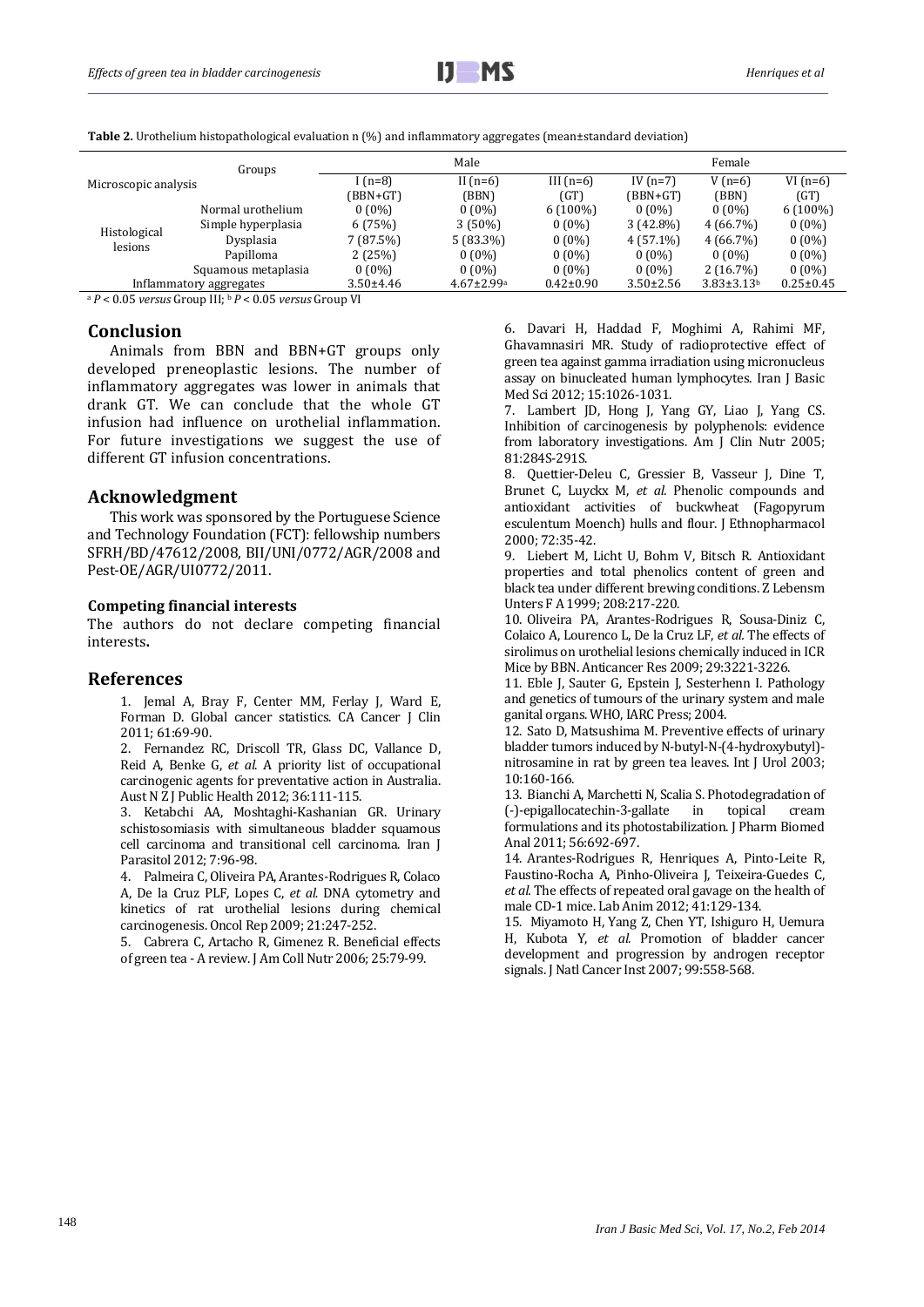**Table 2.** Urothelium histopathological evaluation n (%) and inflammatory aggregates (mean±standard deviation)

| Microscopic analysis | Groups | Male | | | Female | | |
|---|---|---|---|---|---|---|---|
| | | I (n=8) (BBN+GT) | II (n=6) (BBN) | III (n=6) (GT) | IV (n=7) (BBN+GT) | V (n=6) (BBN) | VI (n=6) (GT) |
| Histological lesions | Normal urothelium | 0 (0%) | 0 (0%) | 6 (100%) | 0 (0%) | 0 (0%) | 6 (100%) |
| | Simple hyperplasia | 6 (75%) | 3 (50%) | 0 (0%) | 3 (42.8%) | 4 (66.7%) | 0 (0%) |
| | Dysplasia | 7 (87.5%) | 5 (83.3%) | 0 (0%) | 4 (57.1%) | 4 (66.7%) | 0 (0%) |
| | Papilloma | 2 (25%) | 0 (0%) | 0 (0%) | 0 (0%) | 0 (0%) | 0 (0%) |
| | Squamous metaplasia | 0 (0%) | 0 (0%) | 0 (0%) | 0 (0%) | 2 (16.7%) | 0 (0%) |
| Inflammatory aggregates | | 3.50±4.46 | 4.67±2.99[a] | 0.42±0.90 | 3.50±2.56 | 3.83±3.13[b] | 0.25±0.45 |

[a] $P < 0.05$ *versus* Group III; [b] $P < 0.05$ *versus* Group VI

## Conclusion

Animals from BBN and BBN+GT groups only developed preneoplastic lesions. The number of inflammatory aggregates was lower in animals that drank GT. We can conclude that the whole GT infusion had influence on urothelial inflammation. For future investigations we suggest the use of different GT infusion concentrations.

## Acknowledgment

This work was sponsored by the Portuguese Science and Technology Foundation (FCT): fellowship numbers SFRH/BD/47612/2008, BII/UNI/0772/AGR/2008 and Pest-OE/AGR/UI0772/2011.

### Competing financial interests

The authors do not declare competing financial interests**.**

## References

1. Jemal A, Bray F, Center MM, Ferlay J, Ward E, Forman D. Global cancer statistics. CA Cancer J Clin 2011; 61:69-90.
2. Fernandez RC, Driscoll TR, Glass DC, Vallance D, Reid A, Benke G, *et al.* A priority list of occupational carcinogenic agents for preventative action in Australia. Aust N Z J Public Health 2012; 36:111-115.
3. Ketabchi AA, Moshtaghi-Kashanian GR. Urinary schistosomiasis with simultaneous bladder squamous cell carcinoma and transitional cell carcinoma. Iran J Parasitol 2012; 7:96-98.
4. Palmeira C, Oliveira PA, Arantes-Rodrigues R, Colaco A, De la Cruz PLF, Lopes C, *et al.* DNA cytometry and kinetics of rat urothelial lesions during chemical carcinogenesis. Oncol Rep 2009; 21:247-252.
5. Cabrera C, Artacho R, Gimenez R. Beneficial effects of green tea - A review. J Am Coll Nutr 2006; 25:79-99.
6. Davari H, Haddad F, Moghimi A, Rahimi MF, Ghavamnasiri MR. Study of radioprotective effect of green tea against gamma irradiation using micronucleus assay on binucleated human lymphocytes. Iran J Basic Med Sci 2012; 15:1026-1031.
7. Lambert JD, Hong J, Yang GY, Liao J, Yang CS. Inhibition of carcinogenesis by polyphenols: evidence from laboratory investigations. Am J Clin Nutr 2005; 81:284S-291S.
8. Quettier-Deleu C, Gressier B, Vasseur J, Dine T, Brunet C, Luyckx M, *et al.* Phenolic compounds and antioxidant activities of buckwheat (Fagopyrum esculentum Moench) hulls and flour. J Ethnopharmacol 2000; 72:35-42.
9. Liebert M, Licht U, Bohm V, Bitsch R. Antioxidant properties and total phenolics content of green and black tea under different brewing conditions. Z Lebensm Unters F A 1999; 208:217-220.
10. Oliveira PA, Arantes-Rodrigues R, Sousa-Diniz C, Colaico A, Lourenco L, De la Cruz LF, *et al.* The effects of sirolimus on urothelial lesions chemically induced in ICR Mice by BBN. Anticancer Res 2009; 29:3221-3226.
11. Eble J, Sauter G, Epstein J, Sesterhenn I. Pathology and genetics of tumours of the urinary system and male ganital organs. WHO, IARC Press; 2004.
12. Sato D, Matsushima M. Preventive effects of urinary bladder tumors induced by N-butyl-N-(4-hydroxybutyl)-nitrosamine in rat by green tea leaves. Int J Urol 2003; 10:160-166.
13. Bianchi A, Marchetti N, Scalia S. Photodegradation of (-)-epigallocatechin-3-gallate in topical cream formulations and its photostabilization. J Pharm Biomed Anal 2011; 56:692-697.
14. Arantes-Rodrigues R, Henriques A, Pinto-Leite R, Faustino-Rocha A, Pinho-Oliveira J, Teixeira-Guedes C, *et al.* The effects of repeated oral gavage on the health of male CD-1 mice. Lab Anim 2012; 41:129-134.
15. Miyamoto H, Yang Z, Chen YT, Ishiguro H, Uemura H, Kubota Y, *et al.* Promotion of bladder cancer development and progression by androgen receptor signals. J Natl Cancer Inst 2007; 99:558-568.